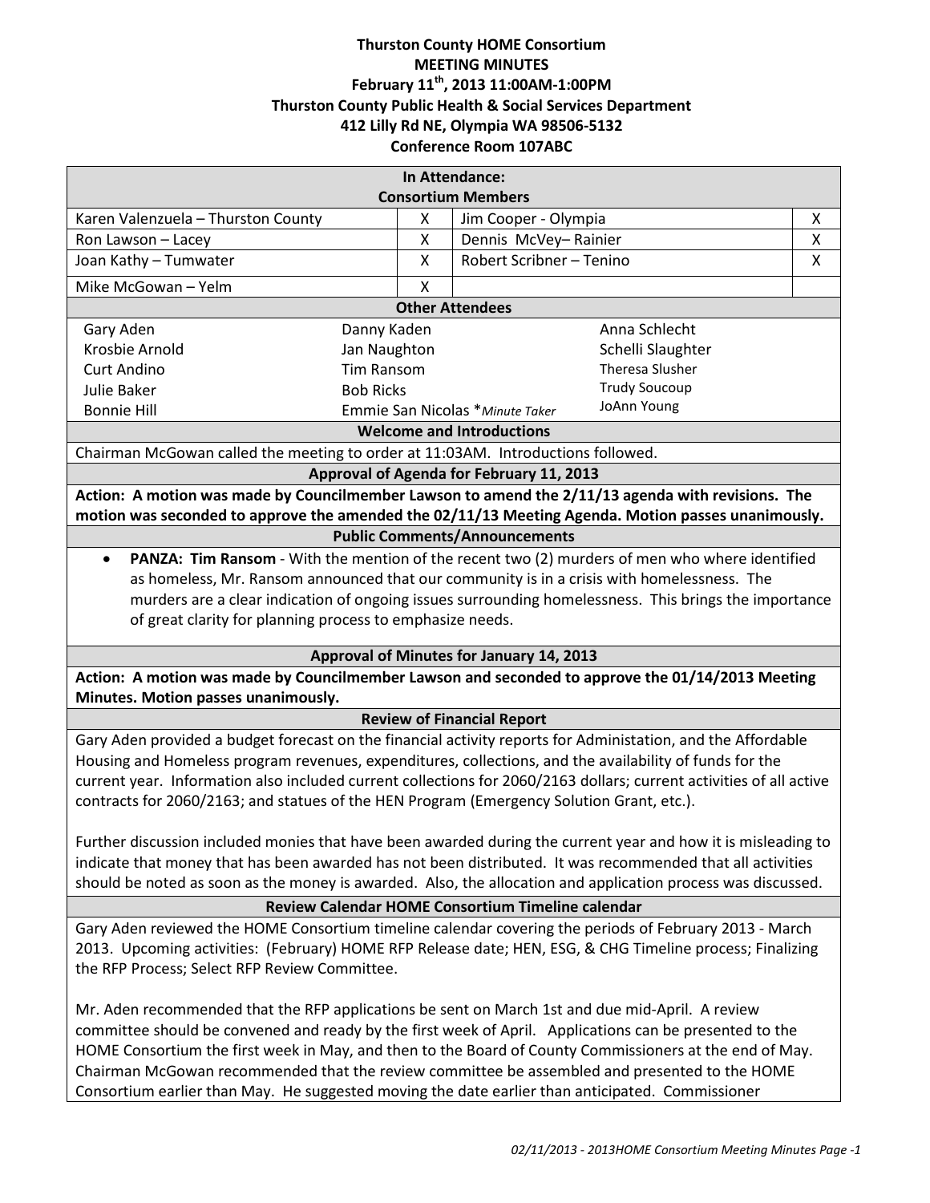# Thurston County HOME Consortium
## MEETING MINUTES
### February 11th, 2013 11:00AM-1:00PM
### Thurston County Public Health & Social Services Department
### 412 Lilly Rd NE, Olympia WA 98506-5132
### Conference Room 107ABC

**In Attendance:**

**Consortium Members**

| Member | | Member | |
|---|---|---|---|
| Karen Valenzuela – Thurston County | X | Jim Cooper - Olympia | X |
| Ron Lawson – Lacey | X | Dennis McVey– Rainier | X |
| Joan Kathy – Tumwater | X | Robert Scribner – Tenino | X |
| Mike McGowan – Yelm | X | | |

**Other Attendees**

| | | |
|---|---|---|
| Gary Aden | Danny Kaden | Anna Schlecht |
| Krosbie Arnold | Jan Naughton | Schelli Slaughter |
| Curt Andino | Tim Ransom | Theresa Slusher |
| Julie Baker | Bob Ricks | Trudy Soucoup |
| Bonnie Hill | Emmie San Nicolas **Minute Taker* | JoAnn Young |

**Welcome and Introductions**

Chairman McGowan called the meeting to order at 11:03AM. Introductions followed.

**Approval of Agenda for February 11, 2013**

**Action: A motion was made by Councilmember Lawson to amend the 2/11/13 agenda with revisions. The motion was seconded to approve the amended the 02/11/13 Meeting Agenda. Motion passes unanimously.**

**Public Comments/Announcements**

- **PANZA: Tim Ransom** - With the mention of the recent two (2) murders of men who where identified as homeless, Mr. Ransom announced that our community is in a crisis with homelessness. The murders are a clear indication of ongoing issues surrounding homelessness. This brings the importance of great clarity for planning process to emphasize needs.

**Approval of Minutes for January 14, 2013**

**Action: A motion was made by Councilmember Lawson and seconded to approve the 01/14/2013 Meeting Minutes. Motion passes unanimously.**

**Review of Financial Report**

Gary Aden provided a budget forecast on the financial activity reports for Administation, and the Affordable Housing and Homeless program revenues, expenditures, collections, and the availability of funds for the current year. Information also included current collections for 2060/2163 dollars; current activities of all active contracts for 2060/2163; and statues of the HEN Program (Emergency Solution Grant, etc.).

Further discussion included monies that have been awarded during the current year and how it is misleading to indicate that money that has been awarded has not been distributed. It was recommended that all activities should be noted as soon as the money is awarded. Also, the allocation and application process was discussed.

**Review Calendar HOME Consortium Timeline calendar**

Gary Aden reviewed the HOME Consortium timeline calendar covering the periods of February 2013 - March 2013. Upcoming activities: (February) HOME RFP Release date; HEN, ESG, & CHG Timeline process; Finalizing the RFP Process; Select RFP Review Committee.

Mr. Aden recommended that the RFP applications be sent on March 1st and due mid-April. A review committee should be convened and ready by the first week of April. Applications can be presented to the HOME Consortium the first week in May, and then to the Board of County Commissioners at the end of May. Chairman McGowan recommended that the review committee be assembled and presented to the HOME Consortium earlier than May. He suggested moving the date earlier than anticipated. Commissioner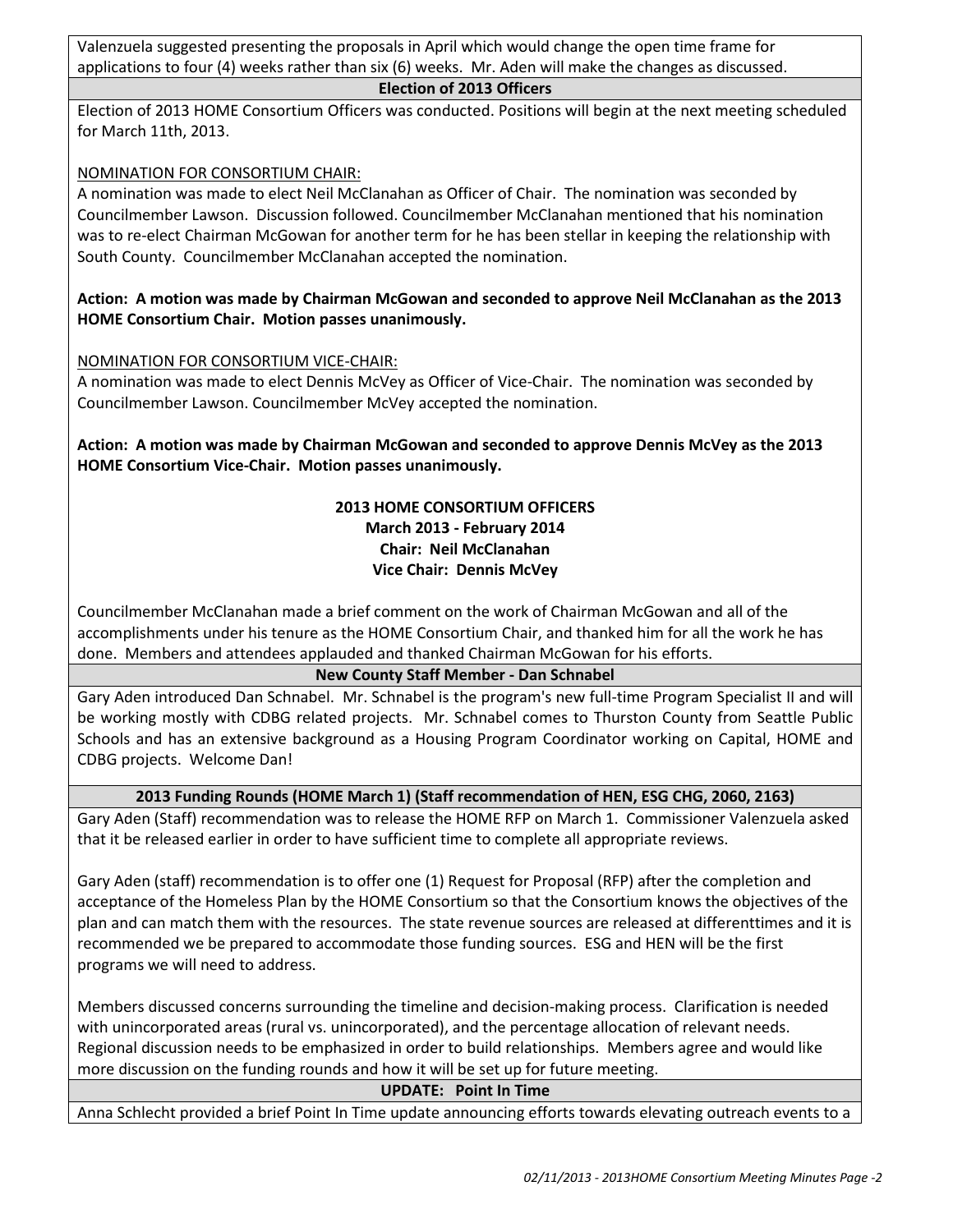Valenzuela suggested presenting the proposals in April which would change the open time frame for applications to four (4) weeks rather than six (6) weeks. Mr. Aden will make the changes as discussed.

**Election of 2013 Officers**

Election of 2013 HOME Consortium Officers was conducted. Positions will begin at the next meeting scheduled for March 11th, 2013.

NOMINATION FOR CONSORTIUM CHAIR:

A nomination was made to elect Neil McClanahan as Officer of Chair. The nomination was seconded by Councilmember Lawson. Discussion followed. Councilmember McClanahan mentioned that his nomination was to re-elect Chairman McGowan for another term for he has been stellar in keeping the relationship with South County. Councilmember McClanahan accepted the nomination.

**Action: A motion was made by Chairman McGowan and seconded to approve Neil McClanahan as the 2013 HOME Consortium Chair. Motion passes unanimously.**

NOMINATION FOR CONSORTIUM VICE-CHAIR:

A nomination was made to elect Dennis McVey as Officer of Vice-Chair. The nomination was seconded by Councilmember Lawson. Councilmember McVey accepted the nomination.

**Action: A motion was made by Chairman McGowan and seconded to approve Dennis McVey as the 2013 HOME Consortium Vice-Chair. Motion passes unanimously.**

**2013 HOME CONSORTIUM OFFICERS**
**March 2013 - February 2014**
**Chair: Neil McClanahan**
**Vice Chair: Dennis McVey**

Councilmember McClanahan made a brief comment on the work of Chairman McGowan and all of the accomplishments under his tenure as the HOME Consortium Chair, and thanked him for all the work he has done. Members and attendees applauded and thanked Chairman McGowan for his efforts.

**New County Staff Member - Dan Schnabel**

Gary Aden introduced Dan Schnabel. Mr. Schnabel is the program's new full-time Program Specialist II and will be working mostly with CDBG related projects. Mr. Schnabel comes to Thurston County from Seattle Public Schools and has an extensive background as a Housing Program Coordinator working on Capital, HOME and CDBG projects. Welcome Dan!

**2013 Funding Rounds (HOME March 1) (Staff recommendation of HEN, ESG CHG, 2060, 2163)**

Gary Aden (Staff) recommendation was to release the HOME RFP on March 1. Commissioner Valenzuela asked that it be released earlier in order to have sufficient time to complete all appropriate reviews.

Gary Aden (staff) recommendation is to offer one (1) Request for Proposal (RFP) after the completion and acceptance of the Homeless Plan by the HOME Consortium so that the Consortium knows the objectives of the plan and can match them with the resources. The state revenue sources are released at differenttimes and it is recommended we be prepared to accommodate those funding sources. ESG and HEN will be the first programs we will need to address.

Members discussed concerns surrounding the timeline and decision-making process. Clarification is needed with unincorporated areas (rural vs. unincorporated), and the percentage allocation of relevant needs. Regional discussion needs to be emphasized in order to build relationships. Members agree and would like more discussion on the funding rounds and how it will be set up for future meeting.

**UPDATE: Point In Time**

Anna Schlecht provided a brief Point In Time update announcing efforts towards elevating outreach events to a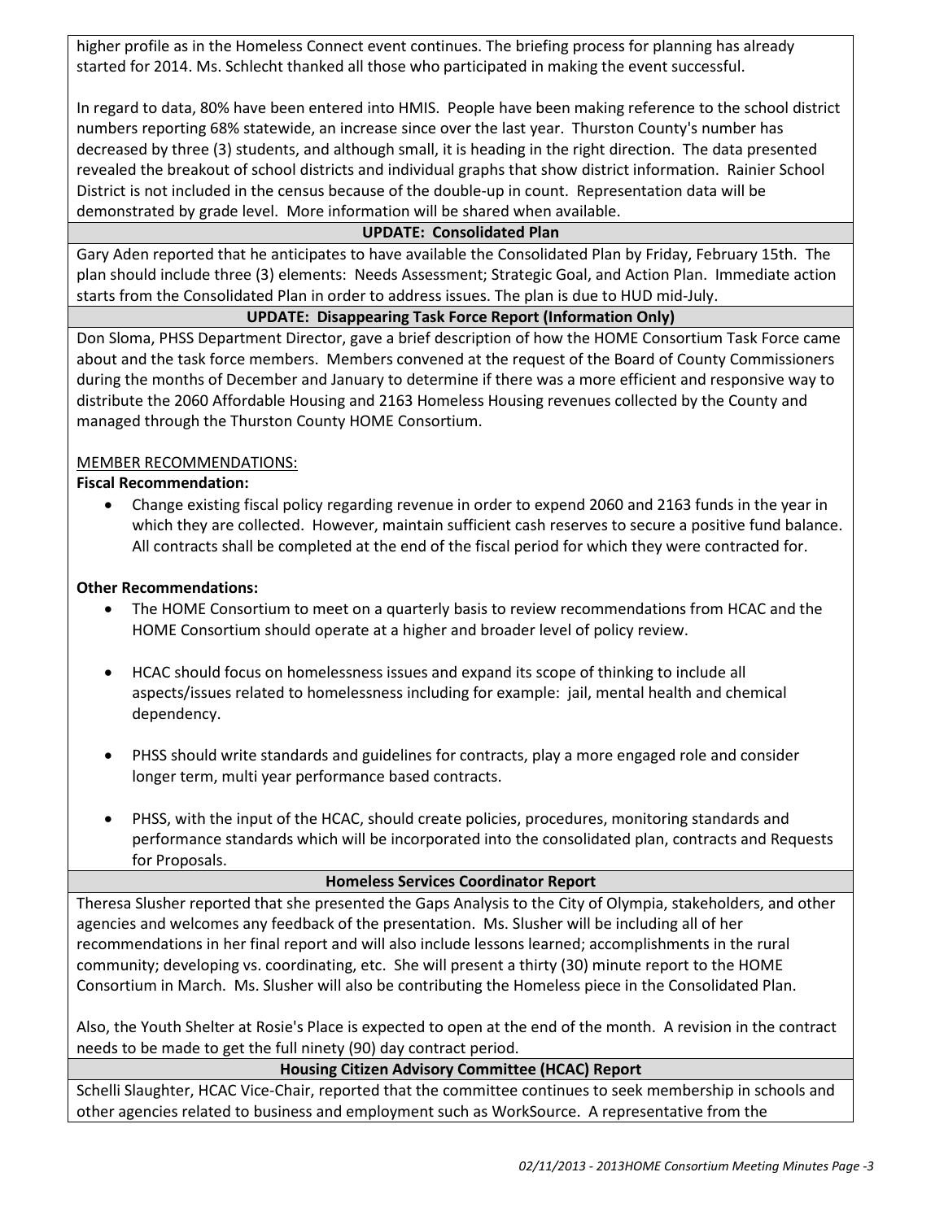higher profile as in the Homeless Connect event continues. The briefing process for planning has already started for 2014. Ms. Schlecht thanked all those who participated in making the event successful.

In regard to data, 80% have been entered into HMIS. People have been making reference to the school district numbers reporting 68% statewide, an increase since over the last year. Thurston County's number has decreased by three (3) students, and although small, it is heading in the right direction. The data presented revealed the breakout of school districts and individual graphs that show district information. Rainier School District is not included in the census because of the double-up in count. Representation data will be demonstrated by grade level. More information will be shared when available.

## UPDATE: Consolidated Plan

Gary Aden reported that he anticipates to have available the Consolidated Plan by Friday, February 15th. The plan should include three (3) elements: Needs Assessment; Strategic Goal, and Action Plan. Immediate action starts from the Consolidated Plan in order to address issues. The plan is due to HUD mid-July.

## UPDATE: Disappearing Task Force Report (Information Only)

Don Sloma, PHSS Department Director, gave a brief description of how the HOME Consortium Task Force came about and the task force members. Members convened at the request of the Board of County Commissioners during the months of December and January to determine if there was a more efficient and responsive way to distribute the 2060 Affordable Housing and 2163 Homeless Housing revenues collected by the County and managed through the Thurston County HOME Consortium.

MEMBER RECOMMENDATIONS:

**Fiscal Recommendation:**

- Change existing fiscal policy regarding revenue in order to expend 2060 and 2163 funds in the year in which they are collected. However, maintain sufficient cash reserves to secure a positive fund balance. All contracts shall be completed at the end of the fiscal period for which they were contracted for.

**Other Recommendations:**

- The HOME Consortium to meet on a quarterly basis to review recommendations from HCAC and the HOME Consortium should operate at a higher and broader level of policy review.
- HCAC should focus on homelessness issues and expand its scope of thinking to include all aspects/issues related to homelessness including for example: jail, mental health and chemical dependency.
- PHSS should write standards and guidelines for contracts, play a more engaged role and consider longer term, multi year performance based contracts.
- PHSS, with the input of the HCAC, should create policies, procedures, monitoring standards and performance standards which will be incorporated into the consolidated plan, contracts and Requests for Proposals.

## Homeless Services Coordinator Report

Theresa Slusher reported that she presented the Gaps Analysis to the City of Olympia, stakeholders, and other agencies and welcomes any feedback of the presentation. Ms. Slusher will be including all of her recommendations in her final report and will also include lessons learned; accomplishments in the rural community; developing vs. coordinating, etc. She will present a thirty (30) minute report to the HOME Consortium in March. Ms. Slusher will also be contributing the Homeless piece in the Consolidated Plan.

Also, the Youth Shelter at Rosie's Place is expected to open at the end of the month. A revision in the contract needs to be made to get the full ninety (90) day contract period.

## Housing Citizen Advisory Committee (HCAC) Report

Schelli Slaughter, HCAC Vice-Chair, reported that the committee continues to seek membership in schools and other agencies related to business and employment such as WorkSource. A representative from the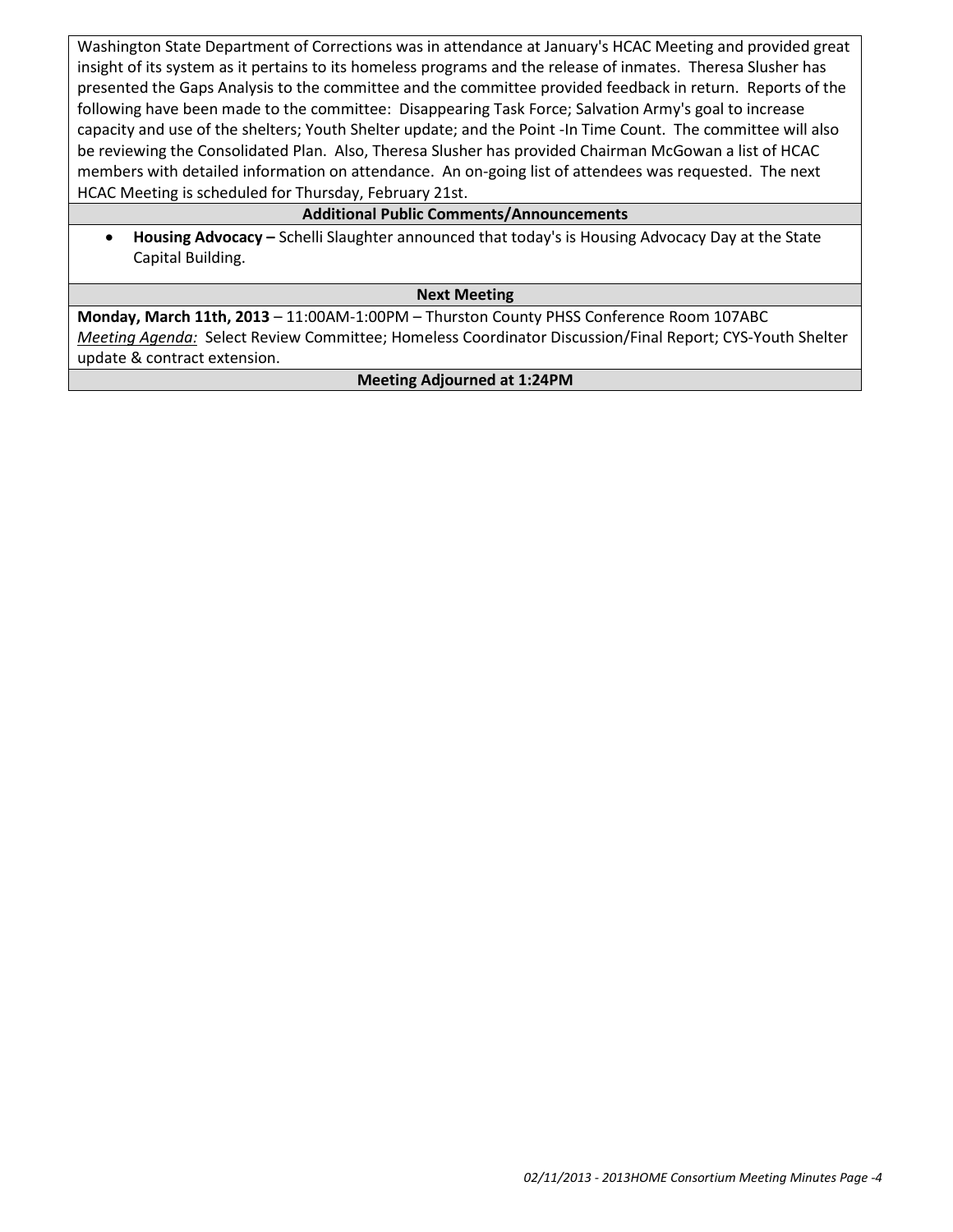Washington State Department of Corrections was in attendance at January's HCAC Meeting and provided great insight of its system as it pertains to its homeless programs and the release of inmates. Theresa Slusher has presented the Gaps Analysis to the committee and the committee provided feedback in return. Reports of the following have been made to the committee: Disappearing Task Force; Salvation Army's goal to increase capacity and use of the shelters; Youth Shelter update; and the Point -In Time Count. The committee will also be reviewing the Consolidated Plan. Also, Theresa Slusher has provided Chairman McGowan a list of HCAC members with detailed information on attendance. An on-going list of attendees was requested. The next HCAC Meeting is scheduled for Thursday, February 21st.

**Additional Public Comments/Announcements**

- **Housing Advocacy –** Schelli Slaughter announced that today's is Housing Advocacy Day at the State Capital Building.

**Next Meeting**

**Monday, March 11th, 2013** – 11:00AM-1:00PM – Thurston County PHSS Conference Room 107ABC
*Meeting Agenda:* Select Review Committee; Homeless Coordinator Discussion/Final Report; CYS-Youth Shelter update & contract extension.

**Meeting Adjourned at 1:24PM**